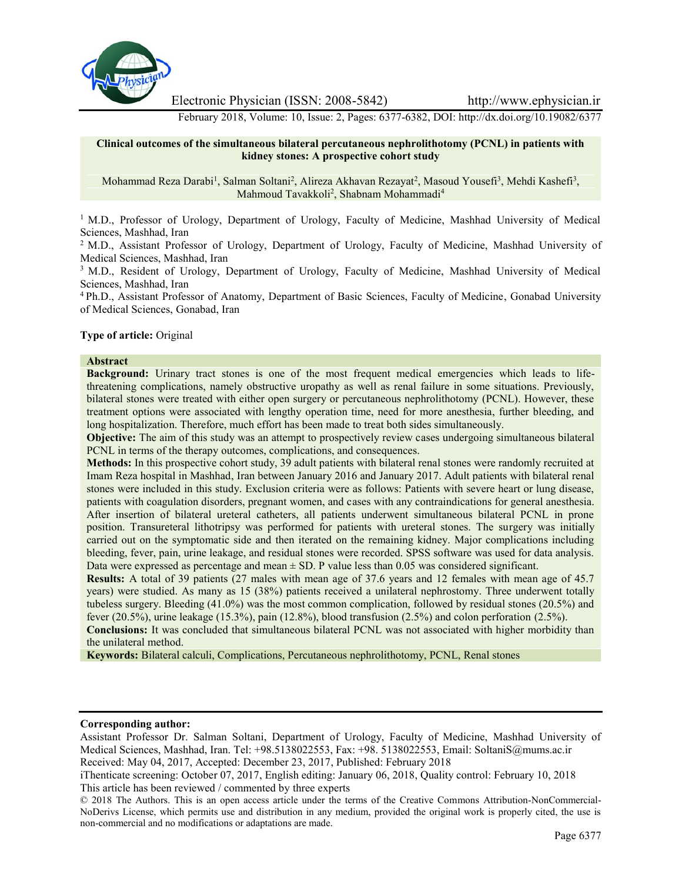# Clinical outcomes of the simultaneous bilateral percutaneous nephrolithotomy (PCNL) in patients with kidney stones: A prospective cohort study

Mohammad Reza Darabi[1], Salman Soltani[2], Alireza Akhavan Rezayat[2], Masoud Yousefi[3], Mehdi Kashefi[3], Mahmoud Tavakkoli[2], Shabnam Mohammadi[4]

[1] M.D., Professor of Urology, Department of Urology, Faculty of Medicine, Mashhad University of Medical Sciences, Mashhad, Iran

[2] M.D., Assistant Professor of Urology, Department of Urology, Faculty of Medicine, Mashhad University of Medical Sciences, Mashhad, Iran

[3] M.D., Resident of Urology, Department of Urology, Faculty of Medicine, Mashhad University of Medical Sciences, Mashhad, Iran

[4] Ph.D., Assistant Professor of Anatomy, Department of Basic Sciences, Faculty of Medicine, Gonabad University of Medical Sciences, Gonabad, Iran

**Type of article:** Original

## Abstract

**Background:** Urinary tract stones is one of the most frequent medical emergencies which leads to life-threatening complications, namely obstructive uropathy as well as renal failure in some situations. Previously, bilateral stones were treated with either open surgery or percutaneous nephrolithotomy (PCNL). However, these treatment options were associated with lengthy operation time, need for more anesthesia, further bleeding, and long hospitalization. Therefore, much effort has been made to treat both sides simultaneously.

**Objective:** The aim of this study was an attempt to prospectively review cases undergoing simultaneous bilateral PCNL in terms of the therapy outcomes, complications, and consequences.

**Methods:** In this prospective cohort study, 39 adult patients with bilateral renal stones were randomly recruited at Imam Reza hospital in Mashhad, Iran between January 2016 and January 2017. Adult patients with bilateral renal stones were included in this study. Exclusion criteria were as follows: Patients with severe heart or lung disease, patients with coagulation disorders, pregnant women, and cases with any contraindications for general anesthesia. After insertion of bilateral ureteral catheters, all patients underwent simultaneous bilateral PCNL in prone position. Transureteral lithotripsy was performed for patients with ureteral stones. The surgery was initially carried out on the symptomatic side and then iterated on the remaining kidney. Major complications including bleeding, fever, pain, urine leakage, and residual stones were recorded. SPSS software was used for data analysis. Data were expressed as percentage and mean ± SD. P value less than 0.05 was considered significant.

**Results:** A total of 39 patients (27 males with mean age of 37.6 years and 12 females with mean age of 45.7 years) were studied. As many as 15 (38%) patients received a unilateral nephrostomy. Three underwent totally tubeless surgery. Bleeding (41.0%) was the most common complication, followed by residual stones (20.5%) and fever (20.5%), urine leakage (15.3%), pain (12.8%), blood transfusion (2.5%) and colon perforation (2.5%).

**Conclusions:** It was concluded that simultaneous bilateral PCNL was not associated with higher morbidity than the unilateral method.

**Keywords:** Bilateral calculi, Complications, Percutaneous nephrolithotomy, PCNL, Renal stones

---

**Corresponding author:**

Assistant Professor Dr. Salman Soltani, Department of Urology, Faculty of Medicine, Mashhad University of Medical Sciences, Mashhad, Iran. Tel: +98.5138022553, Fax: +98. 5138022553, Email: SoltaniS@mums.ac.ir

Received: May 04, 2017, Accepted: December 23, 2017, Published: February 2018

iThenticate screening: October 07, 2017, English editing: January 06, 2018, Quality control: February 10, 2018

This article has been reviewed / commented by three experts

© 2018 The Authors. This is an open access article under the terms of the Creative Commons Attribution-NonCommercial-NoDerivs License, which permits use and distribution in any medium, provided the original work is properly cited, the use is non-commercial and no modifications or adaptations are made.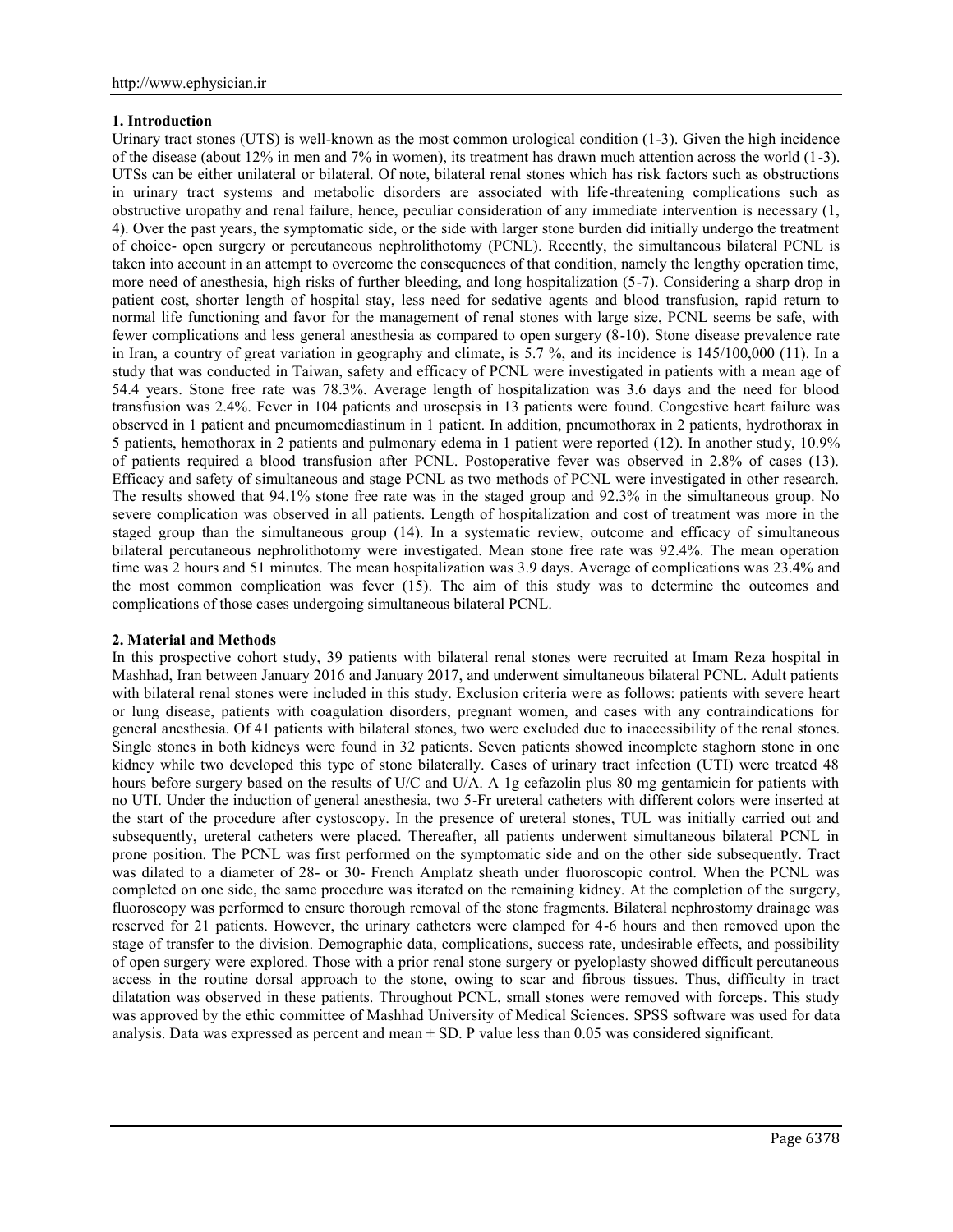## 1. Introduction

Urinary tract stones (UTS) is well-known as the most common urological condition (1-3). Given the high incidence of the disease (about 12% in men and 7% in women), its treatment has drawn much attention across the world (1-3). UTSs can be either unilateral or bilateral. Of note, bilateral renal stones which has risk factors such as obstructions in urinary tract systems and metabolic disorders are associated with life-threatening complications such as obstructive uropathy and renal failure, hence, peculiar consideration of any immediate intervention is necessary (1, 4). Over the past years, the symptomatic side, or the side with larger stone burden did initially undergo the treatment of choice- open surgery or percutaneous nephrolithotomy (PCNL). Recently, the simultaneous bilateral PCNL is taken into account in an attempt to overcome the consequences of that condition, namely the lengthy operation time, more need of anesthesia, high risks of further bleeding, and long hospitalization (5-7). Considering a sharp drop in patient cost, shorter length of hospital stay, less need for sedative agents and blood transfusion, rapid return to normal life functioning and favor for the management of renal stones with large size, PCNL seems be safe, with fewer complications and less general anesthesia as compared to open surgery (8-10). Stone disease prevalence rate in Iran, a country of great variation in geography and climate, is 5.7 %, and its incidence is 145/100,000 (11). In a study that was conducted in Taiwan, safety and efficacy of PCNL were investigated in patients with a mean age of 54.4 years. Stone free rate was 78.3%. Average length of hospitalization was 3.6 days and the need for blood transfusion was 2.4%. Fever in 104 patients and urosepsis in 13 patients were found. Congestive heart failure was observed in 1 patient and pneumomediastinum in 1 patient. In addition, pneumothorax in 2 patients, hydrothorax in 5 patients, hemothorax in 2 patients and pulmonary edema in 1 patient were reported (12). In another study, 10.9% of patients required a blood transfusion after PCNL. Postoperative fever was observed in 2.8% of cases (13). Efficacy and safety of simultaneous and stage PCNL as two methods of PCNL were investigated in other research. The results showed that 94.1% stone free rate was in the staged group and 92.3% in the simultaneous group. No severe complication was observed in all patients. Length of hospitalization and cost of treatment was more in the staged group than the simultaneous group (14). In a systematic review, outcome and efficacy of simultaneous bilateral percutaneous nephrolithotomy were investigated. Mean stone free rate was 92.4%. The mean operation time was 2 hours and 51 minutes. The mean hospitalization was 3.9 days. Average of complications was 23.4% and the most common complication was fever (15). The aim of this study was to determine the outcomes and complications of those cases undergoing simultaneous bilateral PCNL.

## 2. Material and Methods

In this prospective cohort study, 39 patients with bilateral renal stones were recruited at Imam Reza hospital in Mashhad, Iran between January 2016 and January 2017, and underwent simultaneous bilateral PCNL. Adult patients with bilateral renal stones were included in this study. Exclusion criteria were as follows: patients with severe heart or lung disease, patients with coagulation disorders, pregnant women, and cases with any contraindications for general anesthesia. Of 41 patients with bilateral stones, two were excluded due to inaccessibility of the renal stones. Single stones in both kidneys were found in 32 patients. Seven patients showed incomplete staghorn stone in one kidney while two developed this type of stone bilaterally. Cases of urinary tract infection (UTI) were treated 48 hours before surgery based on the results of U/C and U/A. A 1g cefazolin plus 80 mg gentamicin for patients with no UTI. Under the induction of general anesthesia, two 5-Fr ureteral catheters with different colors were inserted at the start of the procedure after cystoscopy. In the presence of ureteral stones, TUL was initially carried out and subsequently, ureteral catheters were placed. Thereafter, all patients underwent simultaneous bilateral PCNL in prone position. The PCNL was first performed on the symptomatic side and on the other side subsequently. Tract was dilated to a diameter of 28- or 30- French Amplatz sheath under fluoroscopic control. When the PCNL was completed on one side, the same procedure was iterated on the remaining kidney. At the completion of the surgery, fluoroscopy was performed to ensure thorough removal of the stone fragments. Bilateral nephrostomy drainage was reserved for 21 patients. However, the urinary catheters were clamped for 4-6 hours and then removed upon the stage of transfer to the division. Demographic data, complications, success rate, undesirable effects, and possibility of open surgery were explored. Those with a prior renal stone surgery or pyeloplasty showed difficult percutaneous access in the routine dorsal approach to the stone, owing to scar and fibrous tissues. Thus, difficulty in tract dilatation was observed in these patients. Throughout PCNL, small stones were removed with forceps. This study was approved by the ethic committee of Mashhad University of Medical Sciences. SPSS software was used for data analysis. Data was expressed as percent and mean ± SD. P value less than 0.05 was considered significant.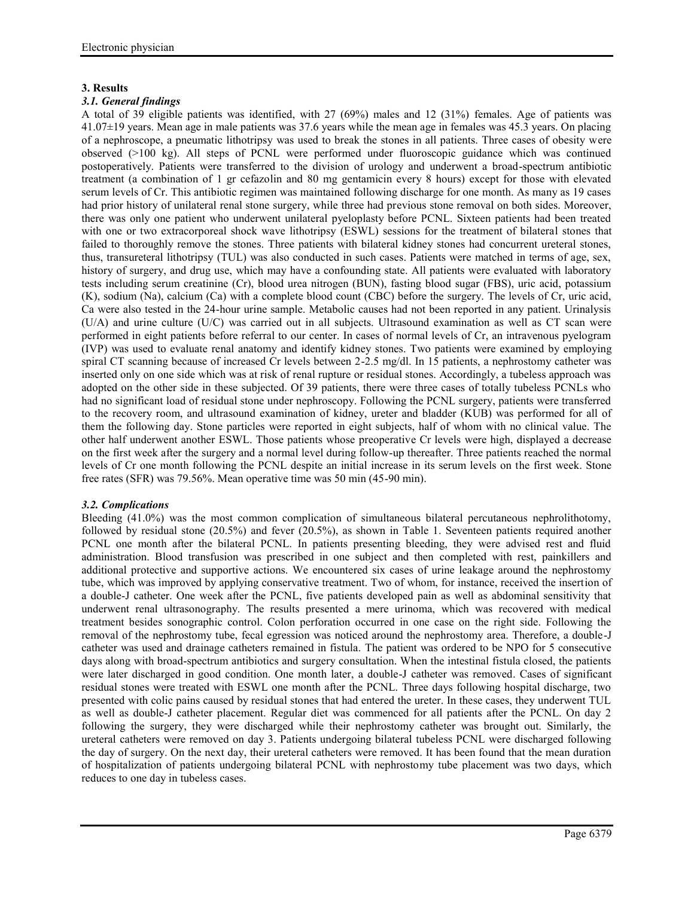## 3. Results

### *3.1. General findings*

A total of 39 eligible patients was identified, with 27 (69%) males and 12 (31%) females. Age of patients was 41.07±19 years. Mean age in male patients was 37.6 years while the mean age in females was 45.3 years. On placing of a nephroscope, a pneumatic lithotripsy was used to break the stones in all patients. Three cases of obesity were observed (>100 kg). All steps of PCNL were performed under fluoroscopic guidance which was continued postoperatively. Patients were transferred to the division of urology and underwent a broad-spectrum antibiotic treatment (a combination of 1 gr cefazolin and 80 mg gentamicin every 8 hours) except for those with elevated serum levels of Cr. This antibiotic regimen was maintained following discharge for one month. As many as 19 cases had prior history of unilateral renal stone surgery, while three had previous stone removal on both sides. Moreover, there was only one patient who underwent unilateral pyeloplasty before PCNL. Sixteen patients had been treated with one or two extracorporeal shock wave lithotripsy (ESWL) sessions for the treatment of bilateral stones that failed to thoroughly remove the stones. Three patients with bilateral kidney stones had concurrent ureteral stones, thus, transureteral lithotripsy (TUL) was also conducted in such cases. Patients were matched in terms of age, sex, history of surgery, and drug use, which may have a confounding state. All patients were evaluated with laboratory tests including serum creatinine (Cr), blood urea nitrogen (BUN), fasting blood sugar (FBS), uric acid, potassium (K), sodium (Na), calcium (Ca) with a complete blood count (CBC) before the surgery. The levels of Cr, uric acid, Ca were also tested in the 24-hour urine sample. Metabolic causes had not been reported in any patient. Urinalysis (U/A) and urine culture (U/C) was carried out in all subjects. Ultrasound examination as well as CT scan were performed in eight patients before referral to our center. In cases of normal levels of Cr, an intravenous pyelogram (IVP) was used to evaluate renal anatomy and identify kidney stones. Two patients were examined by employing spiral CT scanning because of increased Cr levels between 2-2.5 mg/dl. In 15 patients, a nephrostomy catheter was inserted only on one side which was at risk of renal rupture or residual stones. Accordingly, a tubeless approach was adopted on the other side in these subjected. Of 39 patients, there were three cases of totally tubeless PCNLs who had no significant load of residual stone under nephroscopy. Following the PCNL surgery, patients were transferred to the recovery room, and ultrasound examination of kidney, ureter and bladder (KUB) was performed for all of them the following day. Stone particles were reported in eight subjects, half of whom with no clinical value. The other half underwent another ESWL. Those patients whose preoperative Cr levels were high, displayed a decrease on the first week after the surgery and a normal level during follow-up thereafter. Three patients reached the normal levels of Cr one month following the PCNL despite an initial increase in its serum levels on the first week. Stone free rates (SFR) was 79.56%. Mean operative time was 50 min (45-90 min).

### *3.2. Complications*

Bleeding (41.0%) was the most common complication of simultaneous bilateral percutaneous nephrolithotomy, followed by residual stone (20.5%) and fever (20.5%), as shown in Table 1. Seventeen patients required another PCNL one month after the bilateral PCNL. In patients presenting bleeding, they were advised rest and fluid administration. Blood transfusion was prescribed in one subject and then completed with rest, painkillers and additional protective and supportive actions. We encountered six cases of urine leakage around the nephrostomy tube, which was improved by applying conservative treatment. Two of whom, for instance, received the insertion of a double-J catheter. One week after the PCNL, five patients developed pain as well as abdominal sensitivity that underwent renal ultrasonography. The results presented a mere urinoma, which was recovered with medical treatment besides sonographic control. Colon perforation occurred in one case on the right side. Following the removal of the nephrostomy tube, fecal egression was noticed around the nephrostomy area. Therefore, a double-J catheter was used and drainage catheters remained in fistula. The patient was ordered to be NPO for 5 consecutive days along with broad-spectrum antibiotics and surgery consultation. When the intestinal fistula closed, the patients were later discharged in good condition. One month later, a double-J catheter was removed. Cases of significant residual stones were treated with ESWL one month after the PCNL. Three days following hospital discharge, two presented with colic pains caused by residual stones that had entered the ureter. In these cases, they underwent TUL as well as double-J catheter placement. Regular diet was commenced for all patients after the PCNL. On day 2 following the surgery, they were discharged while their nephrostomy catheter was brought out. Similarly, the ureteral catheters were removed on day 3. Patients undergoing bilateral tubeless PCNL were discharged following the day of surgery. On the next day, their ureteral catheters were removed. It has been found that the mean duration of hospitalization of patients undergoing bilateral PCNL with nephrostomy tube placement was two days, which reduces to one day in tubeless cases.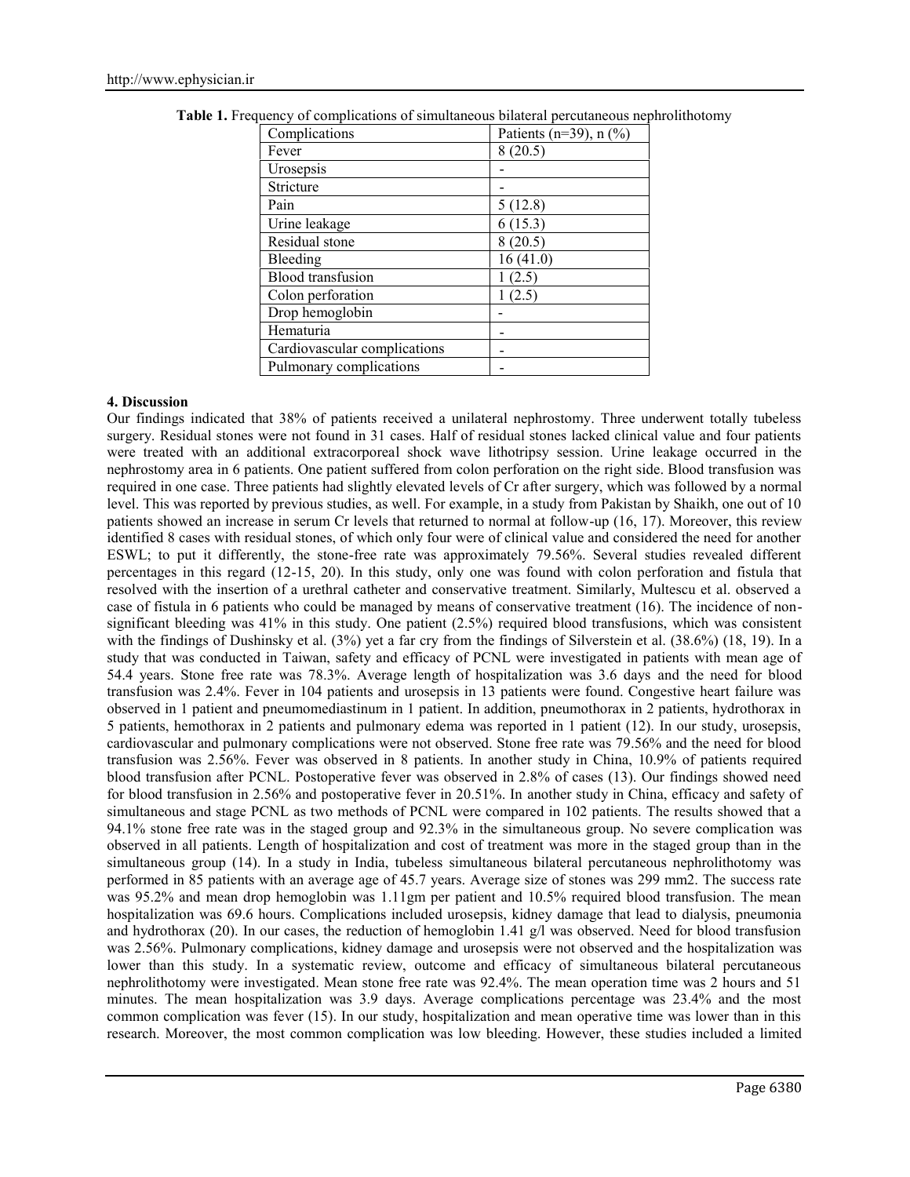**Table 1.** Frequency of complications of simultaneous bilateral percutaneous nephrolithotomy

| Complications | Patients (n=39), n (%) |
|---|---|
| Fever | 8 (20.5) |
| Urosepsis | - |
| Stricture | - |
| Pain | 5 (12.8) |
| Urine leakage | 6 (15.3) |
| Residual stone | 8 (20.5) |
| Bleeding | 16 (41.0) |
| Blood transfusion | 1 (2.5) |
| Colon perforation | 1 (2.5) |
| Drop hemoglobin | - |
| Hematuria | - |
| Cardiovascular complications | - |
| Pulmonary complications | - |

## 4. Discussion

Our findings indicated that 38% of patients received a unilateral nephrostomy. Three underwent totally tubeless surgery. Residual stones were not found in 31 cases. Half of residual stones lacked clinical value and four patients were treated with an additional extracorporeal shock wave lithotripsy session. Urine leakage occurred in the nephrostomy area in 6 patients. One patient suffered from colon perforation on the right side. Blood transfusion was required in one case. Three patients had slightly elevated levels of Cr after surgery, which was followed by a normal level. This was reported by previous studies, as well. For example, in a study from Pakistan by Shaikh, one out of 10 patients showed an increase in serum Cr levels that returned to normal at follow-up (16, 17). Moreover, this review identified 8 cases with residual stones, of which only four were of clinical value and considered the need for another ESWL; to put it differently, the stone-free rate was approximately 79.56%. Several studies revealed different percentages in this regard (12-15, 20). In this study, only one was found with colon perforation and fistula that resolved with the insertion of a urethral catheter and conservative treatment. Similarly, Multescu et al. observed a case of fistula in 6 patients who could be managed by means of conservative treatment (16). The incidence of non-significant bleeding was 41% in this study. One patient (2.5%) required blood transfusions, which was consistent with the findings of Dushinsky et al. (3%) yet a far cry from the findings of Silverstein et al. (38.6%) (18, 19). In a study that was conducted in Taiwan, safety and efficacy of PCNL were investigated in patients with mean age of 54.4 years. Stone free rate was 78.3%. Average length of hospitalization was 3.6 days and the need for blood transfusion was 2.4%. Fever in 104 patients and urosepsis in 13 patients were found. Congestive heart failure was observed in 1 patient and pneumomediastinum in 1 patient. In addition, pneumothorax in 2 patients, hydrothorax in 5 patients, hemothorax in 2 patients and pulmonary edema was reported in 1 patient (12). In our study, urosepsis, cardiovascular and pulmonary complications were not observed. Stone free rate was 79.56% and the need for blood transfusion was 2.56%. Fever was observed in 8 patients. In another study in China, 10.9% of patients required blood transfusion after PCNL. Postoperative fever was observed in 2.8% of cases (13). Our findings showed need for blood transfusion in 2.56% and postoperative fever in 20.51%. In another study in China, efficacy and safety of simultaneous and stage PCNL as two methods of PCNL were compared in 102 patients. The results showed that a 94.1% stone free rate was in the staged group and 92.3% in the simultaneous group. No severe complication was observed in all patients. Length of hospitalization and cost of treatment was more in the staged group than in the simultaneous group (14). In a study in India, tubeless simultaneous bilateral percutaneous nephrolithotomy was performed in 85 patients with an average age of 45.7 years. Average size of stones was 299 mm2. The success rate was 95.2% and mean drop hemoglobin was 1.11gm per patient and 10.5% required blood transfusion. The mean hospitalization was 69.6 hours. Complications included urosepsis, kidney damage that lead to dialysis, pneumonia and hydrothorax (20). In our cases, the reduction of hemoglobin 1.41 g/l was observed. Need for blood transfusion was 2.56%. Pulmonary complications, kidney damage and urosepsis were not observed and the hospitalization was lower than this study. In a systematic review, outcome and efficacy of simultaneous bilateral percutaneous nephrolithotomy were investigated. Mean stone free rate was 92.4%. The mean operation time was 2 hours and 51 minutes. The mean hospitalization was 3.9 days. Average complications percentage was 23.4% and the most common complication was fever (15). In our study, hospitalization and mean operative time was lower than in this research. Moreover, the most common complication was low bleeding. However, these studies included a limited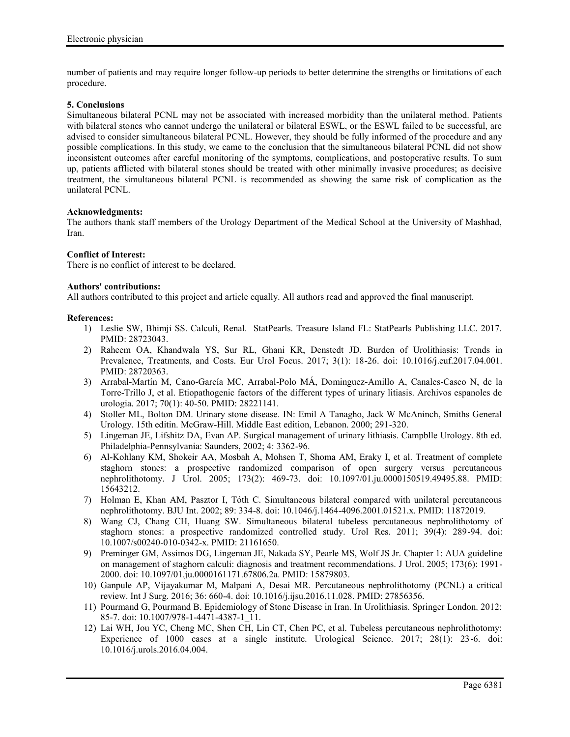number of patients and may require longer follow-up periods to better determine the strengths or limitations of each procedure.

### 5. Conclusions

Simultaneous bilateral PCNL may not be associated with increased morbidity than the unilateral method. Patients with bilateral stones who cannot undergo the unilateral or bilateral ESWL, or the ESWL failed to be successful, are advised to consider simultaneous bilateral PCNL. However, they should be fully informed of the procedure and any possible complications. In this study, we came to the conclusion that the simultaneous bilateral PCNL did not show inconsistent outcomes after careful monitoring of the symptoms, complications, and postoperative results. To sum up, patients afflicted with bilateral stones should be treated with other minimally invasive procedures; as decisive treatment, the simultaneous bilateral PCNL is recommended as showing the same risk of complication as the unilateral PCNL.

**Acknowledgments:**

The authors thank staff members of the Urology Department of the Medical School at the University of Mashhad, Iran.

**Conflict of Interest:**

There is no conflict of interest to be declared.

**Authors' contributions:**

All authors contributed to this project and article equally. All authors read and approved the final manuscript.

**References:**

1) Leslie SW, Bhimji SS. Calculi, Renal. StatPearls. Treasure Island FL: StatPearls Publishing LLC. 2017. PMID: 28723043.
2) Raheem OA, Khandwala YS, Sur RL, Ghani KR, Denstedt JD. Burden of Urolithiasis: Trends in Prevalence, Treatments, and Costs. Eur Urol Focus. 2017; 3(1): 18-26. doi: 10.1016/j.euf.2017.04.001. PMID: 28720363.
3) Arrabal-Martín M, Cano-García MC, Arrabal-Polo MÁ, Dominguez-Amillo A, Canales-Casco N, de la Torre-Trillo J, et al. Etiopathogenic factors of the different types of urinary litiasis. Archivos espanoles de urologia. 2017; 70(1): 40-50. PMID: 28221141.
4) Stoller ML, Bolton DM. Urinary stone disease. IN: Emil A Tanagho, Jack W McAninch, Smiths General Urology. 15th editin. McGraw-Hill. Middle East edition, Lebanon. 2000; 291-320.
5) Lingeman JE, Lifshitz DA, Evan AP. Surgical management of urinary lithiasis. Campblle Urology. 8th ed. Philadelphia-Pennsylvania: Saunders, 2002; 4: 3362-96.
6) Al-Kohlany KM, Shokeir AA, Mosbah A, Mohsen T, Shoma AM, Eraky I, et al. Treatment of complete staghorn stones: a prospective randomized comparison of open surgery versus percutaneous nephrolithotomy. J Urol. 2005; 173(2): 469-73. doi: 10.1097/01.ju.0000150519.49495.88. PMID: 15643212.
7) Holman E, Khan AM, Pasztor I, Tóth C. Simultaneous bilateral compared with unilateral percutaneous nephrolithotomy. BJU Int. 2002; 89: 334-8. doi: 10.1046/j.1464-4096.2001.01521.x. PMID: 11872019.
8) Wang CJ, Chang CH, Huang SW. Simultaneous bilateral tubeless percutaneous nephrolithotomy of staghorn stones: a prospective randomized controlled study. Urol Res. 2011; 39(4): 289-94. doi: 10.1007/s00240-010-0342-x. PMID: 21161650.
9) Preminger GM, Assimos DG, Lingeman JE, Nakada SY, Pearle MS, Wolf JS Jr. Chapter 1: AUA guideline on management of staghorn calculi: diagnosis and treatment recommendations. J Urol. 2005; 173(6): 1991-2000. doi: 10.1097/01.ju.0000161171.67806.2a. PMID: 15879803.
10) Ganpule AP, Vijayakumar M, Malpani A, Desai MR. Percutaneous nephrolithotomy (PCNL) a critical review. Int J Surg. 2016; 36: 660-4. doi: 10.1016/j.ijsu.2016.11.028. PMID: 27856356.
11) Pourmand G, Pourmand B. Epidemiology of Stone Disease in Iran. In Urolithiasis. Springer London. 2012: 85-7. doi: 10.1007/978-1-4471-4387-1_11.
12) Lai WH, Jou YC, Cheng MC, Shen CH, Lin CT, Chen PC, et al. Tubeless percutaneous nephrolithotomy: Experience of 1000 cases at a single institute. Urological Science. 2017; 28(1): 23-6. doi: 10.1016/j.urols.2016.04.004.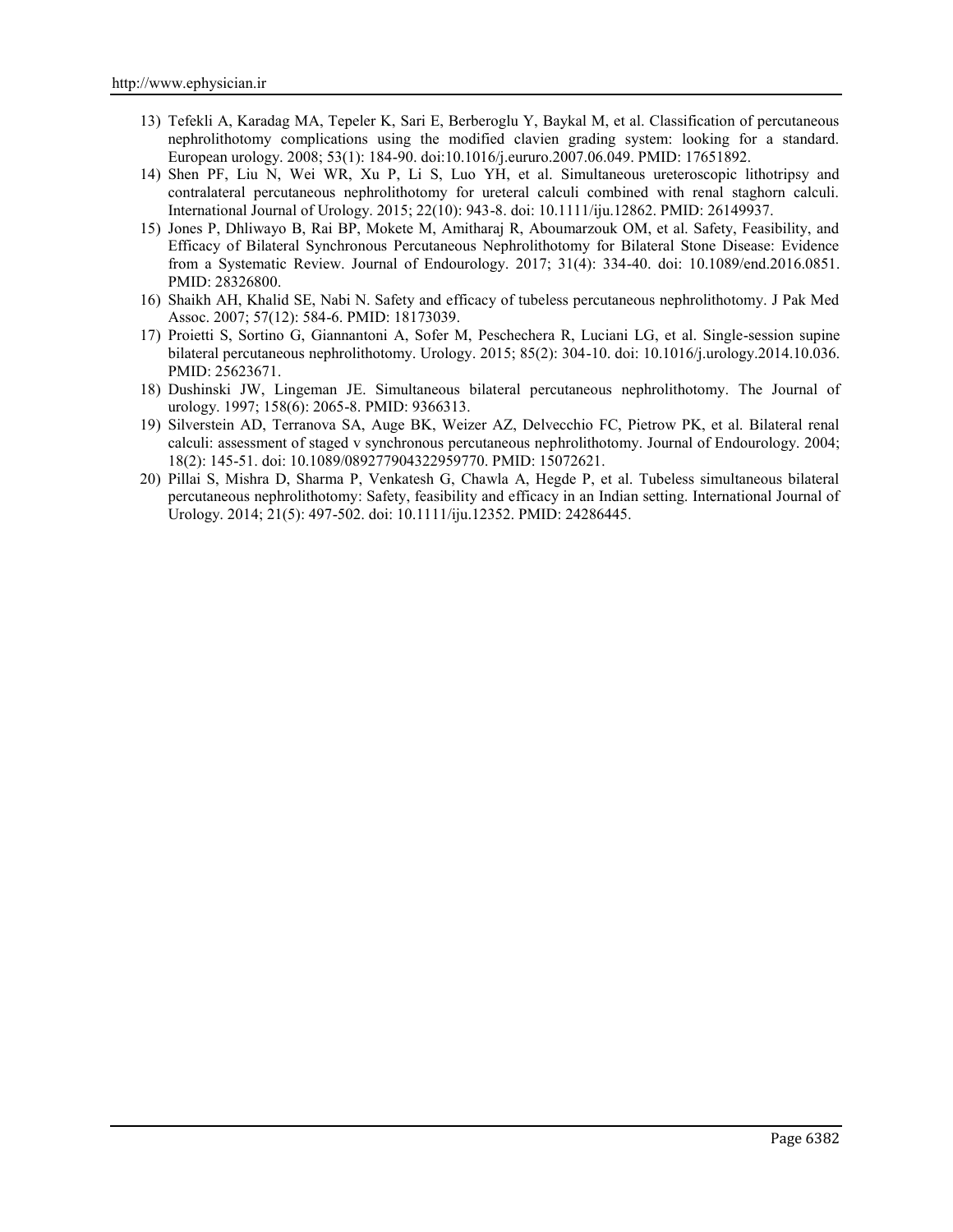13) Tefekli A, Karadag MA, Tepeler K, Sari E, Berberoglu Y, Baykal M, et al. Classification of percutaneous nephrolithotomy complications using the modified clavien grading system: looking for a standard. European urology. 2008; 53(1): 184-90. doi:10.1016/j.eururo.2007.06.049. PMID: 17651892.
14) Shen PF, Liu N, Wei WR, Xu P, Li S, Luo YH, et al. Simultaneous ureteroscopic lithotripsy and contralateral percutaneous nephrolithotomy for ureteral calculi combined with renal staghorn calculi. International Journal of Urology. 2015; 22(10): 943-8. doi: 10.1111/iju.12862. PMID: 26149937.
15) Jones P, Dhliwayo B, Rai BP, Mokete M, Amitharaj R, Aboumarzouk OM, et al. Safety, Feasibility, and Efficacy of Bilateral Synchronous Percutaneous Nephrolithotomy for Bilateral Stone Disease: Evidence from a Systematic Review. Journal of Endourology. 2017; 31(4): 334-40. doi: 10.1089/end.2016.0851. PMID: 28326800.
16) Shaikh AH, Khalid SE, Nabi N. Safety and efficacy of tubeless percutaneous nephrolithotomy. J Pak Med Assoc. 2007; 57(12): 584-6. PMID: 18173039.
17) Proietti S, Sortino G, Giannantoni A, Sofer M, Peschechera R, Luciani LG, et al. Single-session supine bilateral percutaneous nephrolithotomy. Urology. 2015; 85(2): 304-10. doi: 10.1016/j.urology.2014.10.036. PMID: 25623671.
18) Dushinski JW, Lingeman JE. Simultaneous bilateral percutaneous nephrolithotomy. The Journal of urology. 1997; 158(6): 2065-8. PMID: 9366313.
19) Silverstein AD, Terranova SA, Auge BK, Weizer AZ, Delvecchio FC, Pietrow PK, et al. Bilateral renal calculi: assessment of staged v synchronous percutaneous nephrolithotomy. Journal of Endourology. 2004; 18(2): 145-51. doi: 10.1089/089277904322959770. PMID: 15072621.
20) Pillai S, Mishra D, Sharma P, Venkatesh G, Chawla A, Hegde P, et al. Tubeless simultaneous bilateral percutaneous nephrolithotomy: Safety, feasibility and efficacy in an Indian setting. International Journal of Urology. 2014; 21(5): 497-502. doi: 10.1111/iju.12352. PMID: 24286445.